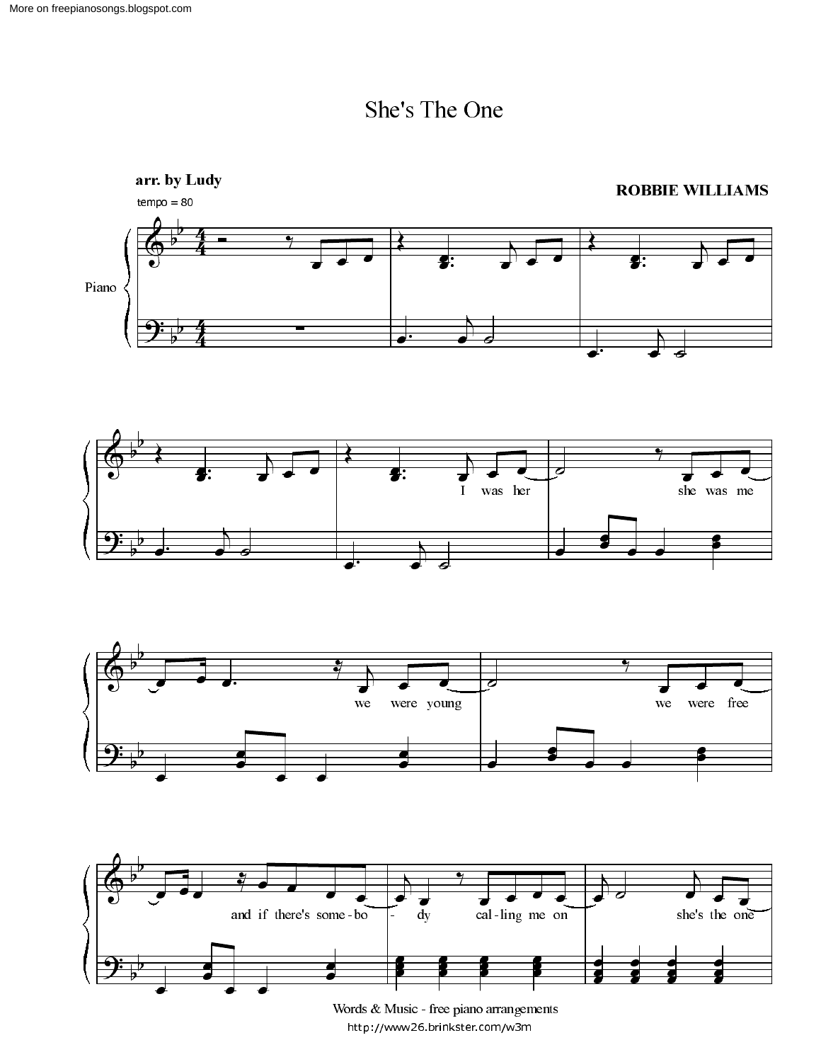# She's The One

**arr. by Ludy**

**ROBBIE WILLIAMS**

tempo = 80

Words & Music - free piano arrangements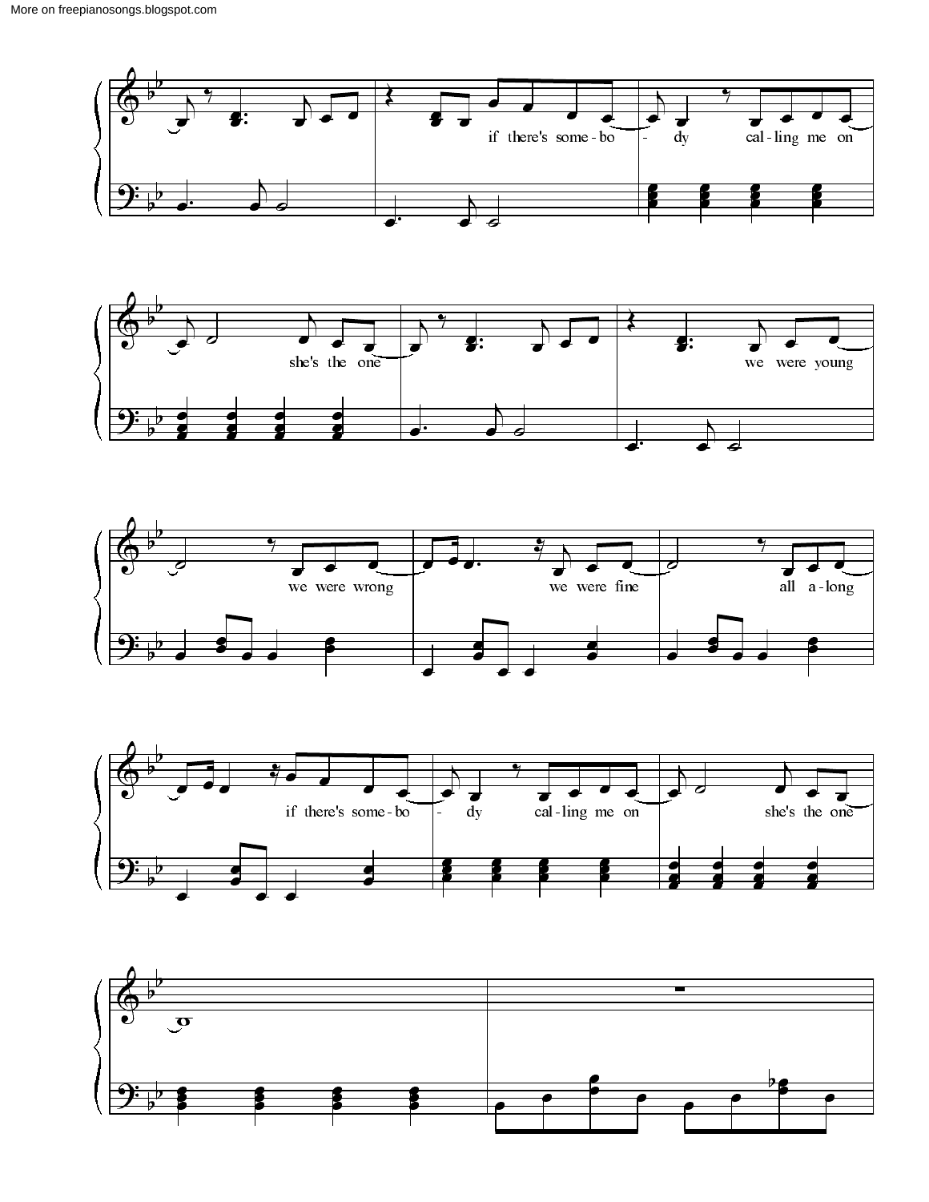if there's some-bo - dy cal-ling me on

she's the one

we were young

we were wrong

we were fine

all a-long

if there's some-bo - dy cal-ling me on

she's the one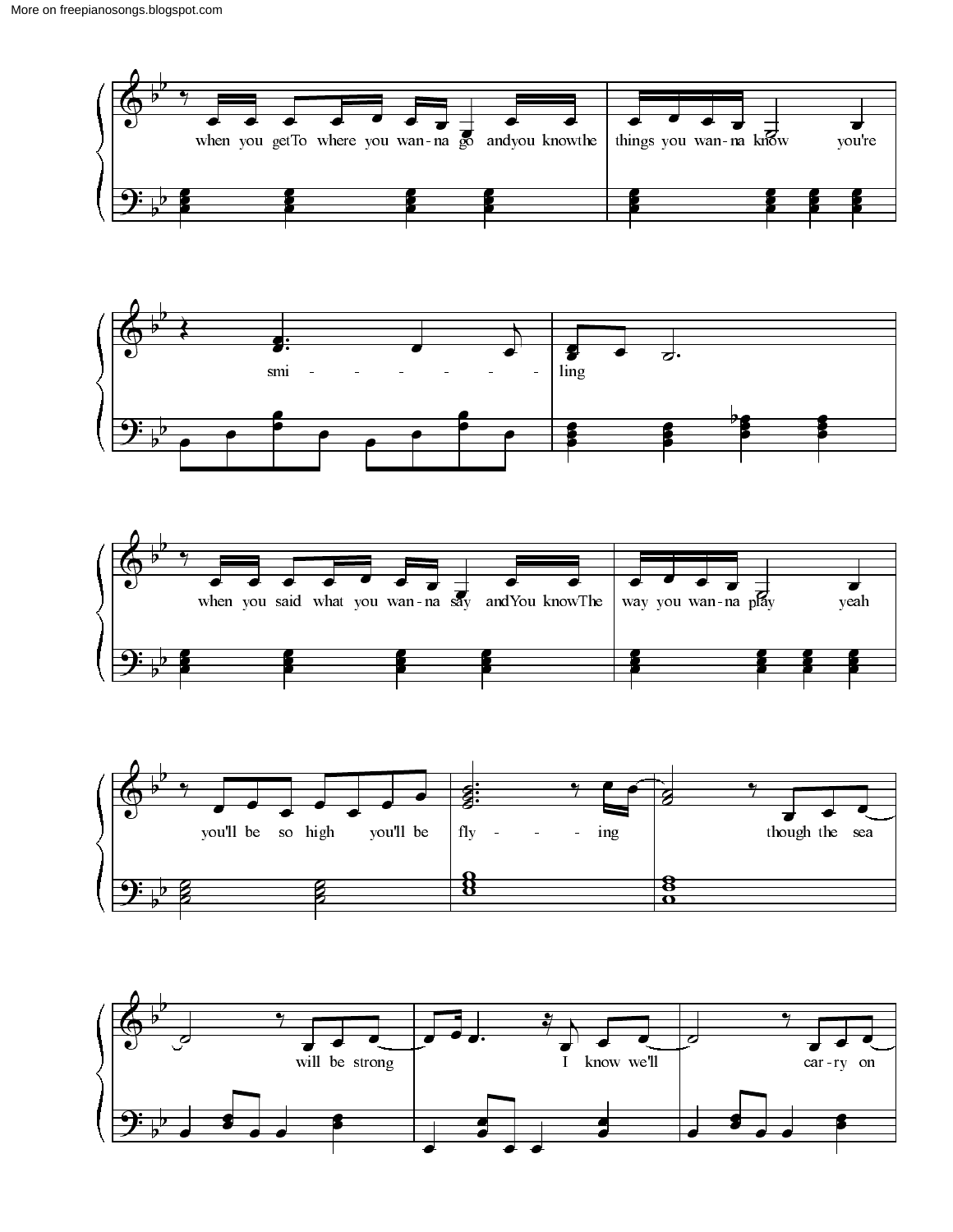when you get To where you wan - na go and you know the things you wan - na know you're

smi - - - - - - - ling

when you said what you wan - na say and You know The way you wan - na play yeah

you'll be so high you'll be fly - - - - ing though the sea

will be strong I know we'll car - ry on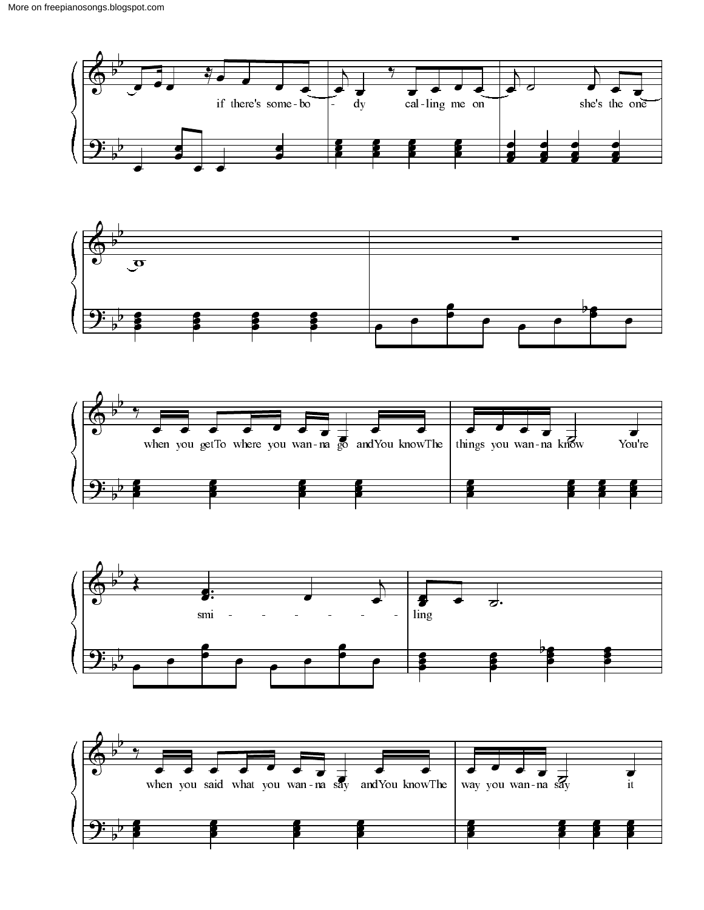if there's some-bo - dy cal-ling me on she's the one

when you getTo where you wan-na go andYou knowThe things you wan-na know You're

smi - - - - - - ling

when you said what you wan-na say andYou knowThe way you wan-na say it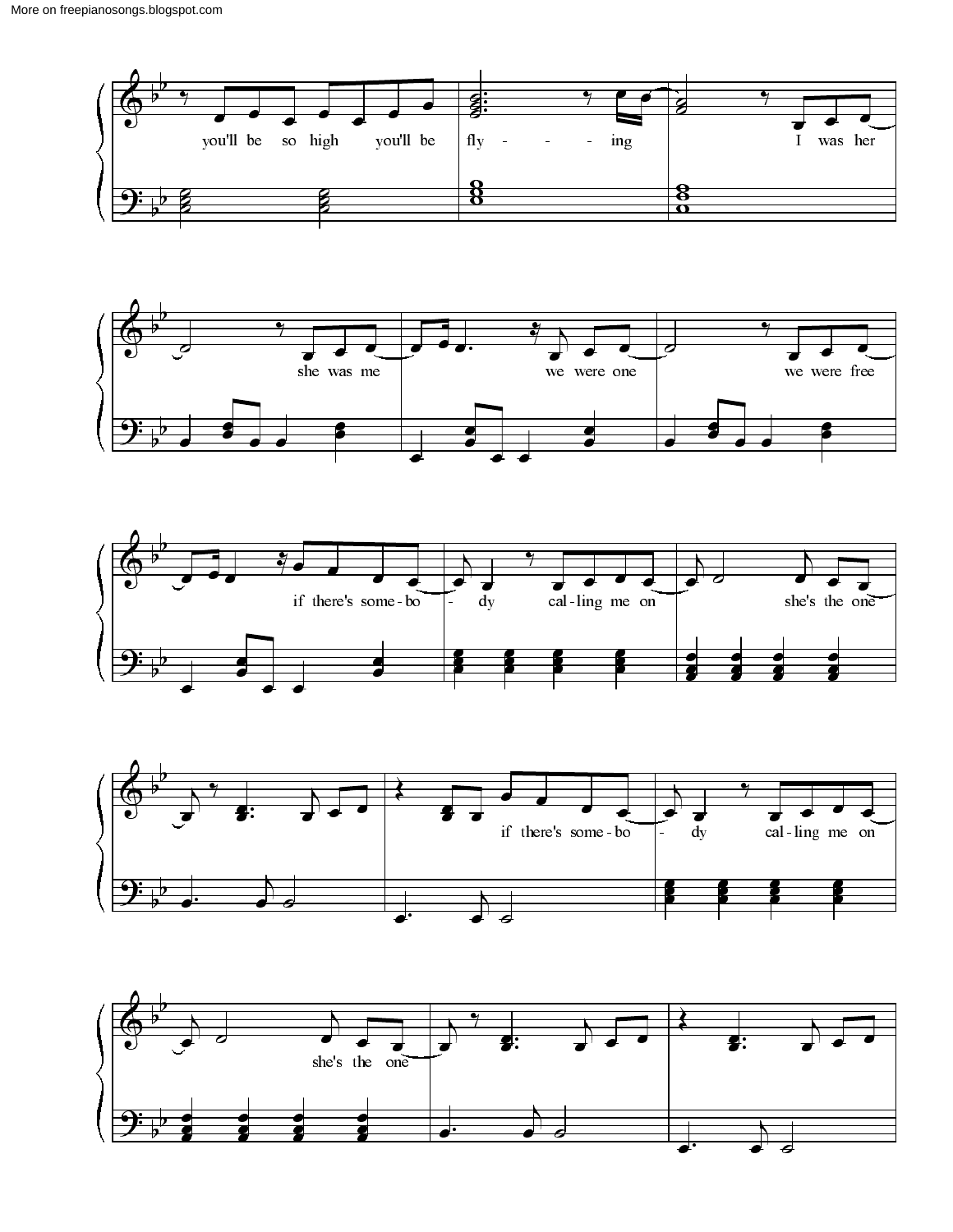you'll be so high you'll be fly - - - - ing I was her

she was me we were one we were free

if there's some - bo - dy cal - ling me on she's the one

if there's some - bo - dy cal - ling me on

she's the one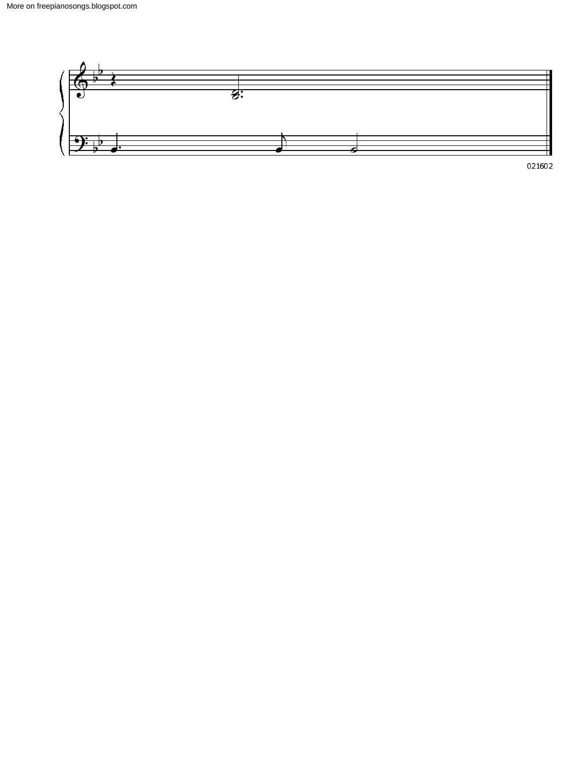021602